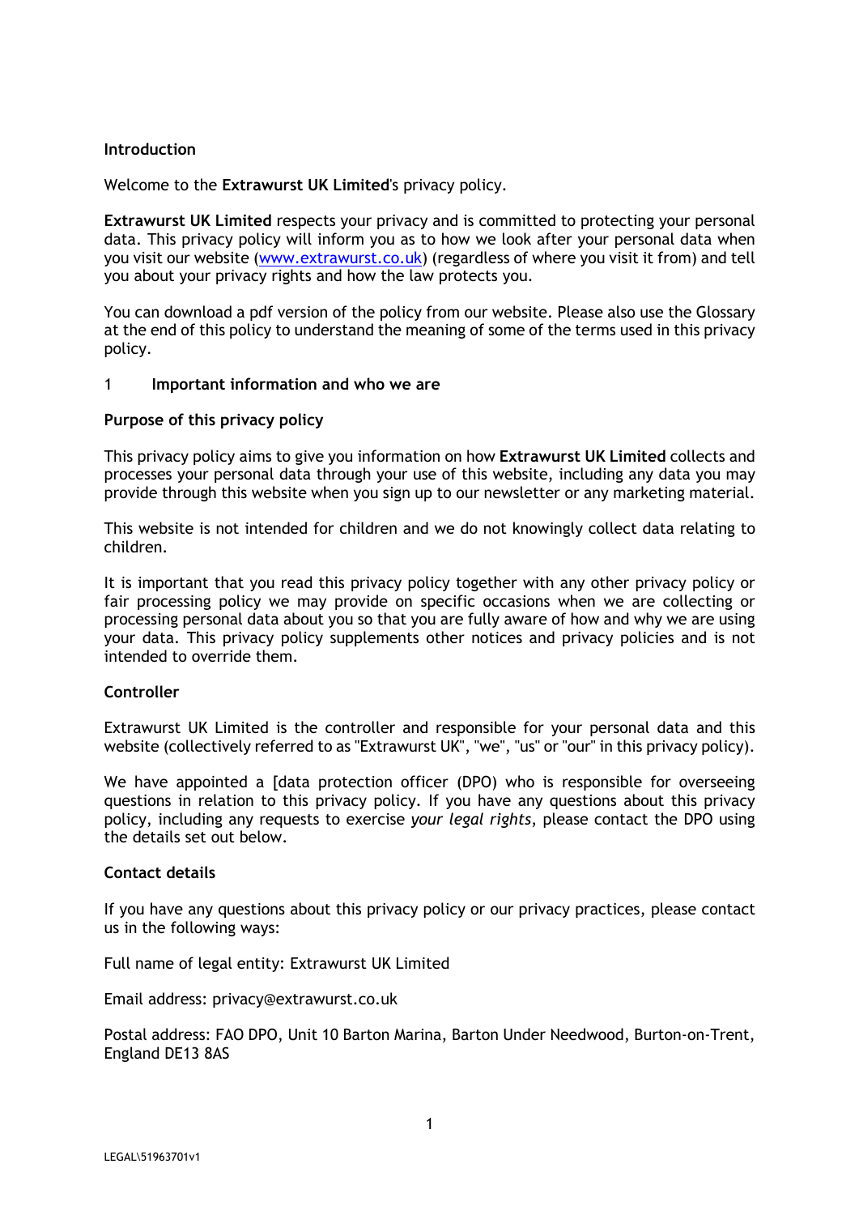## Introduction

Welcome to the **Extrawurst UK Limited**'s privacy policy.

**Extrawurst UK Limited** respects your privacy and is committed to protecting your personal data. This privacy policy will inform you as to how we look after your personal data when you visit our website (www.extrawurst.co.uk) (regardless of where you visit it from) and tell you about your privacy rights and how the law protects you.

You can download a pdf version of the policy from our website. Please also use the Glossary at the end of this policy to understand the meaning of some of the terms used in this privacy policy.

## 1 Important information and who we are

### Purpose of this privacy policy

This privacy policy aims to give you information on how **Extrawurst UK Limited** collects and processes your personal data through your use of this website, including any data you may provide through this website when you sign up to our newsletter or any marketing material.

This website is not intended for children and we do not knowingly collect data relating to children.

It is important that you read this privacy policy together with any other privacy policy or fair processing policy we may provide on specific occasions when we are collecting or processing personal data about you so that you are fully aware of how and why we are using your data. This privacy policy supplements other notices and privacy policies and is not intended to override them.

### Controller

Extrawurst UK Limited is the controller and responsible for your personal data and this website (collectively referred to as "Extrawurst UK", "we", "us" or "our" in this privacy policy).

We have appointed a [data protection officer (DPO) who is responsible for overseeing questions in relation to this privacy policy. If you have any questions about this privacy policy, including any requests to exercise *your legal rights*, please contact the DPO using the details set out below.

### Contact details

If you have any questions about this privacy policy or our privacy practices, please contact us in the following ways:

Full name of legal entity: Extrawurst UK Limited

Email address: privacy@extrawurst.co.uk

Postal address: FAO DPO, Unit 10 Barton Marina, Barton Under Needwood, Burton-on-Trent, England DE13 8AS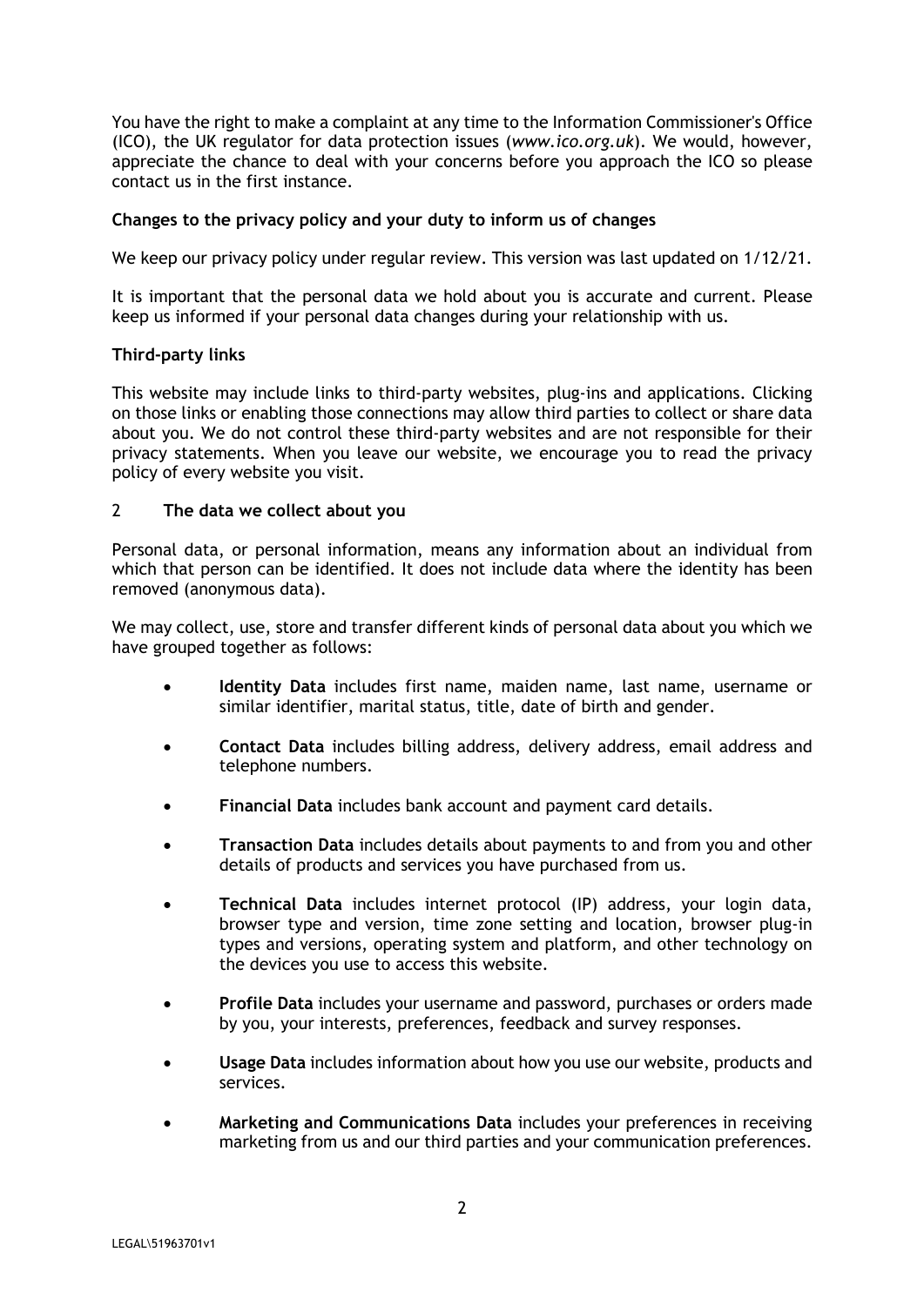You have the right to make a complaint at any time to the Information Commissioner's Office (ICO), the UK regulator for data protection issues (*www.ico.org.uk*). We would, however, appreciate the chance to deal with your concerns before you approach the ICO so please contact us in the first instance.

**Changes to the privacy policy and your duty to inform us of changes**

We keep our privacy policy under regular review. This version was last updated on 1/12/21.

It is important that the personal data we hold about you is accurate and current. Please keep us informed if your personal data changes during your relationship with us.

**Third-party links**

This website may include links to third-party websites, plug-ins and applications. Clicking on those links or enabling those connections may allow third parties to collect or share data about you. We do not control these third-party websites and are not responsible for their privacy statements. When you leave our website, we encourage you to read the privacy policy of every website you visit.

## 2 **The data we collect about you**

Personal data, or personal information, means any information about an individual from which that person can be identified. It does not include data where the identity has been removed (anonymous data).

We may collect, use, store and transfer different kinds of personal data about you which we have grouped together as follows:

- **Identity Data** includes first name, maiden name, last name, username or similar identifier, marital status, title, date of birth and gender.
- **Contact Data** includes billing address, delivery address, email address and telephone numbers.
- **Financial Data** includes bank account and payment card details.
- **Transaction Data** includes details about payments to and from you and other details of products and services you have purchased from us.
- **Technical Data** includes internet protocol (IP) address, your login data, browser type and version, time zone setting and location, browser plug-in types and versions, operating system and platform, and other technology on the devices you use to access this website.
- **Profile Data** includes your username and password, purchases or orders made by you, your interests, preferences, feedback and survey responses.
- **Usage Data** includes information about how you use our website, products and services.
- **Marketing and Communications Data** includes your preferences in receiving marketing from us and our third parties and your communication preferences.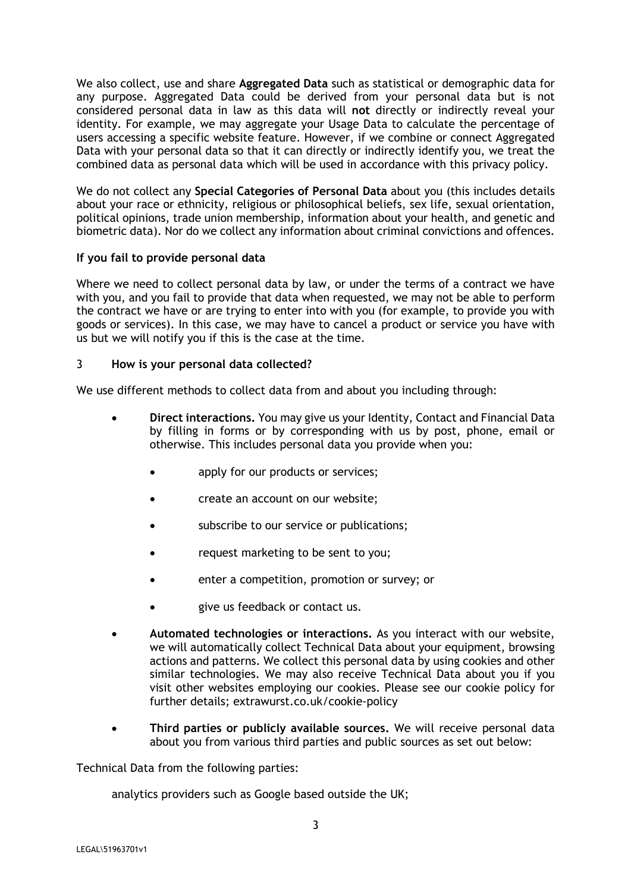We also collect, use and share **Aggregated Data** such as statistical or demographic data for any purpose. Aggregated Data could be derived from your personal data but is not considered personal data in law as this data will **not** directly or indirectly reveal your identity. For example, we may aggregate your Usage Data to calculate the percentage of users accessing a specific website feature. However, if we combine or connect Aggregated Data with your personal data so that it can directly or indirectly identify you, we treat the combined data as personal data which will be used in accordance with this privacy policy.

We do not collect any **Special Categories of Personal Data** about you (this includes details about your race or ethnicity, religious or philosophical beliefs, sex life, sexual orientation, political opinions, trade union membership, information about your health, and genetic and biometric data). Nor do we collect any information about criminal convictions and offences.

**If you fail to provide personal data**

Where we need to collect personal data by law, or under the terms of a contract we have with you, and you fail to provide that data when requested, we may not be able to perform the contract we have or are trying to enter into with you (for example, to provide you with goods or services). In this case, we may have to cancel a product or service you have with us but we will notify you if this is the case at the time.

## 3 How is your personal data collected?

We use different methods to collect data from and about you including through:

- **Direct interactions.** You may give us your Identity, Contact and Financial Data by filling in forms or by corresponding with us by post, phone, email or otherwise. This includes personal data you provide when you:
  - apply for our products or services;
  - create an account on our website;
  - subscribe to our service or publications;
  - request marketing to be sent to you;
  - enter a competition, promotion or survey; or
  - give us feedback or contact us.
- **Automated technologies or interactions.** As you interact with our website, we will automatically collect Technical Data about your equipment, browsing actions and patterns. We collect this personal data by using cookies and other similar technologies. We may also receive Technical Data about you if you visit other websites employing our cookies. Please see our cookie policy for further details; extrawurst.co.uk/cookie-policy
- **Third parties or publicly available sources.** We will receive personal data about you from various third parties and public sources as set out below:

Technical Data from the following parties:

analytics providers such as Google based outside the UK;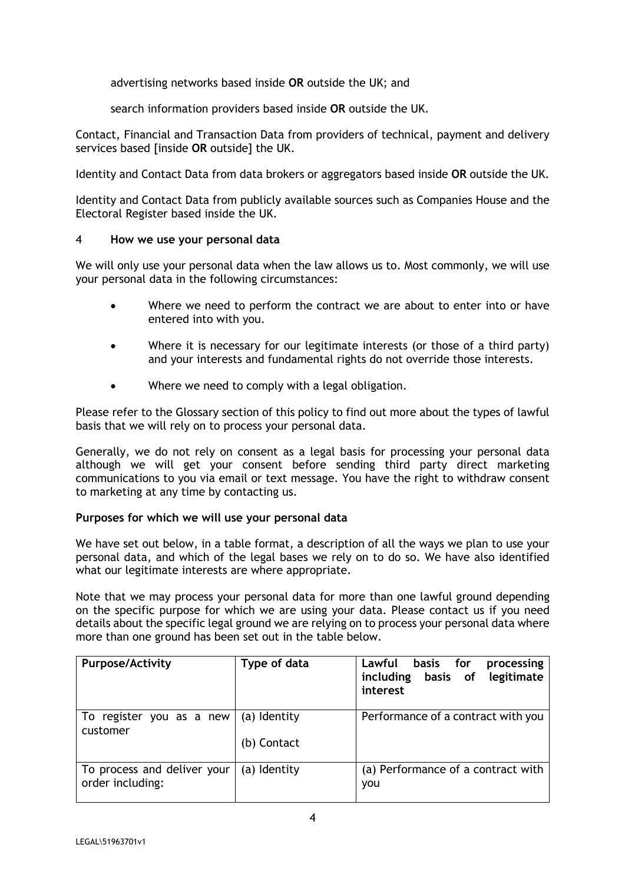advertising networks based inside **OR** outside the UK; and

search information providers based inside **OR** outside the UK.

Contact, Financial and Transaction Data from providers of technical, payment and delivery services based [inside **OR** outside] the UK.

Identity and Contact Data from data brokers or aggregators based inside **OR** outside the UK.

Identity and Contact Data from publicly available sources such as Companies House and the Electoral Register based inside the UK.

## 4 **How we use your personal data**

We will only use your personal data when the law allows us to. Most commonly, we will use your personal data in the following circumstances:

- Where we need to perform the contract we are about to enter into or have entered into with you.
- Where it is necessary for our legitimate interests (or those of a third party) and your interests and fundamental rights do not override those interests.
- Where we need to comply with a legal obligation.

Please refer to the Glossary section of this policy to find out more about the types of lawful basis that we will rely on to process your personal data.

Generally, we do not rely on consent as a legal basis for processing your personal data although we will get your consent before sending third party direct marketing communications to you via email or text message. You have the right to withdraw consent to marketing at any time by contacting us.

**Purposes for which we will use your personal data**

We have set out below, in a table format, a description of all the ways we plan to use your personal data, and which of the legal bases we rely on to do so. We have also identified what our legitimate interests are where appropriate.

Note that we may process your personal data for more than one lawful ground depending on the specific purpose for which we are using your data. Please contact us if you need details about the specific legal ground we are relying on to process your personal data where more than one ground has been set out in the table below.

| **Purpose/Activity** | **Type of data** | **Lawful basis for processing including basis of legitimate interest** |
|---|---|---|
| To register you as a new customer | (a) Identity<br>(b) Contact | Performance of a contract with you |
| To process and deliver your order including: | (a) Identity | (a) Performance of a contract with you |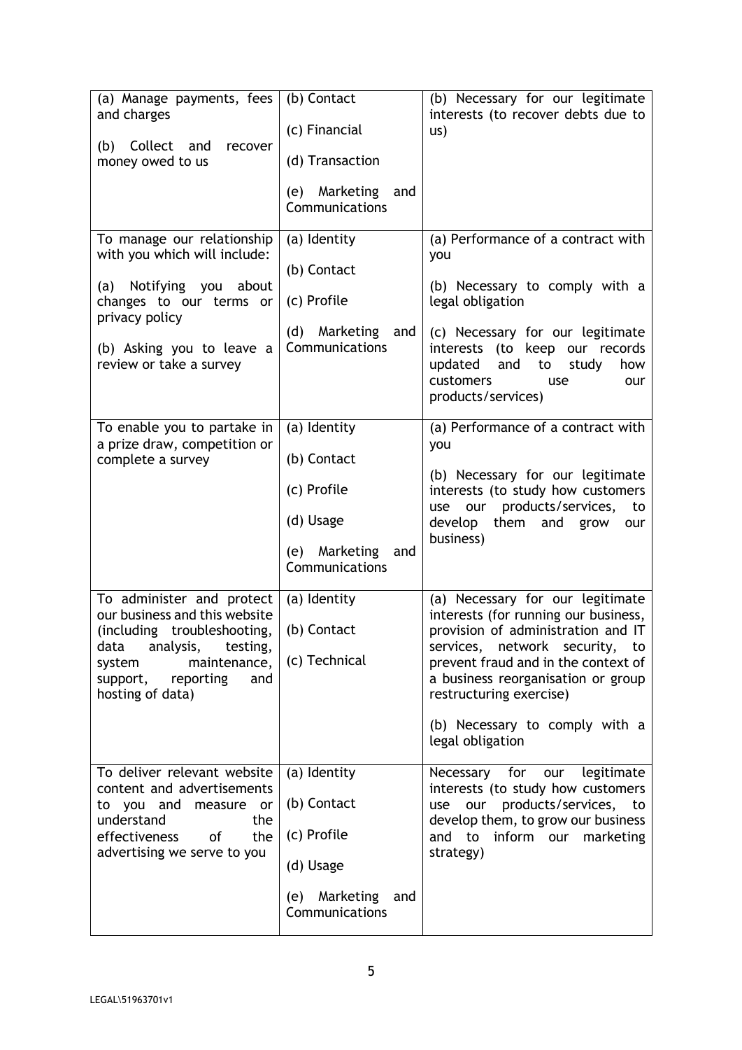| | | |
|---|---|---|
| (a) Manage payments, fees and charges<br><br>(b) Collect and recover money owed to us | (b) Contact<br><br>(c) Financial<br><br>(d) Transaction<br><br>(e) Marketing and Communications | (b) Necessary for our legitimate interests (to recover debts due to us) |
| To manage our relationship with you which will include:<br><br>(a) Notifying you about changes to our terms or privacy policy<br><br>(b) Asking you to leave a review or take a survey | (a) Identity<br><br>(b) Contact<br><br>(c) Profile<br><br>(d) Marketing and Communications | (a) Performance of a contract with you<br><br>(b) Necessary to comply with a legal obligation<br><br>(c) Necessary for our legitimate interests (to keep our records updated and to study how customers use our products/services) |
| To enable you to partake in a prize draw, competition or complete a survey | (a) Identity<br><br>(b) Contact<br><br>(c) Profile<br><br>(d) Usage<br><br>(e) Marketing and Communications | (a) Performance of a contract with you<br><br>(b) Necessary for our legitimate interests (to study how customers use our products/services, to develop them and grow our business) |
| To administer and protect our business and this website (including troubleshooting, data analysis, testing, system maintenance, support, reporting and hosting of data) | (a) Identity<br><br>(b) Contact<br><br>(c) Technical | (a) Necessary for our legitimate interests (for running our business, provision of administration and IT services, network security, to prevent fraud and in the context of a business reorganisation or group restructuring exercise)<br><br>(b) Necessary to comply with a legal obligation |
| To deliver relevant website content and advertisements to you and measure or understand the effectiveness of the advertising we serve to you | (a) Identity<br><br>(b) Contact<br><br>(c) Profile<br><br>(d) Usage<br><br>(e) Marketing and Communications | Necessary for our legitimate interests (to study how customers use our products/services, to develop them, to grow our business and to inform our marketing strategy) |

LEGAL\51963701v1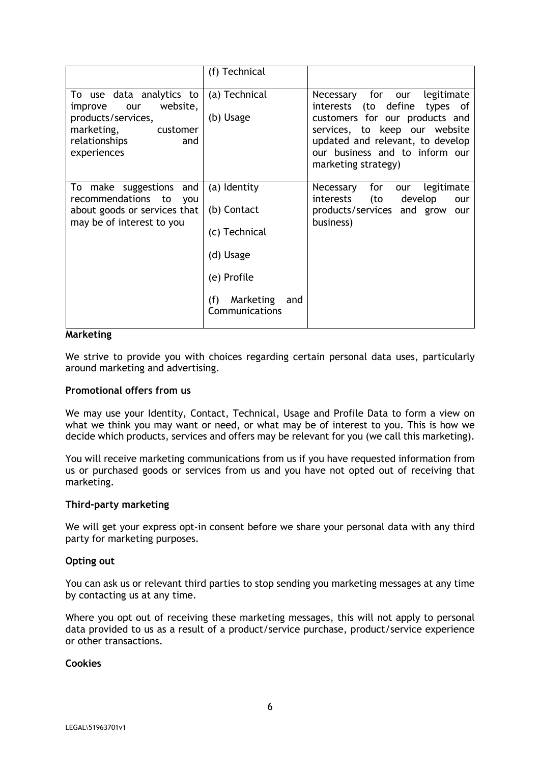| | | |
|---|---|---|
| | (f) Technical | |
| To use data analytics to improve our website, products/services, marketing, customer relationships and experiences | (a) Technical<br><br>(b) Usage | Necessary for our legitimate interests (to define types of customers for our products and services, to keep our website updated and relevant, to develop our business and to inform our marketing strategy) |
| To make suggestions and recommendations to you about goods or services that may be of interest to you | (a) Identity<br><br>(b) Contact<br><br>(c) Technical<br><br>(d) Usage<br><br>(e) Profile<br><br>(f) Marketing and Communications | Necessary for our legitimate interests (to develop our products/services and grow our business) |

**Marketing**

We strive to provide you with choices regarding certain personal data uses, particularly around marketing and advertising.

**Promotional offers from us**

We may use your Identity, Contact, Technical, Usage and Profile Data to form a view on what we think you may want or need, or what may be of interest to you. This is how we decide which products, services and offers may be relevant for you (we call this marketing).

You will receive marketing communications from us if you have requested information from us or purchased goods or services from us and you have not opted out of receiving that marketing.

**Third-party marketing**

We will get your express opt-in consent before we share your personal data with any third party for marketing purposes.

**Opting out**

You can ask us or relevant third parties to stop sending you marketing messages at any time by contacting us at any time.

Where you opt out of receiving these marketing messages, this will not apply to personal data provided to us as a result of a product/service purchase, product/service experience or other transactions.

**Cookies**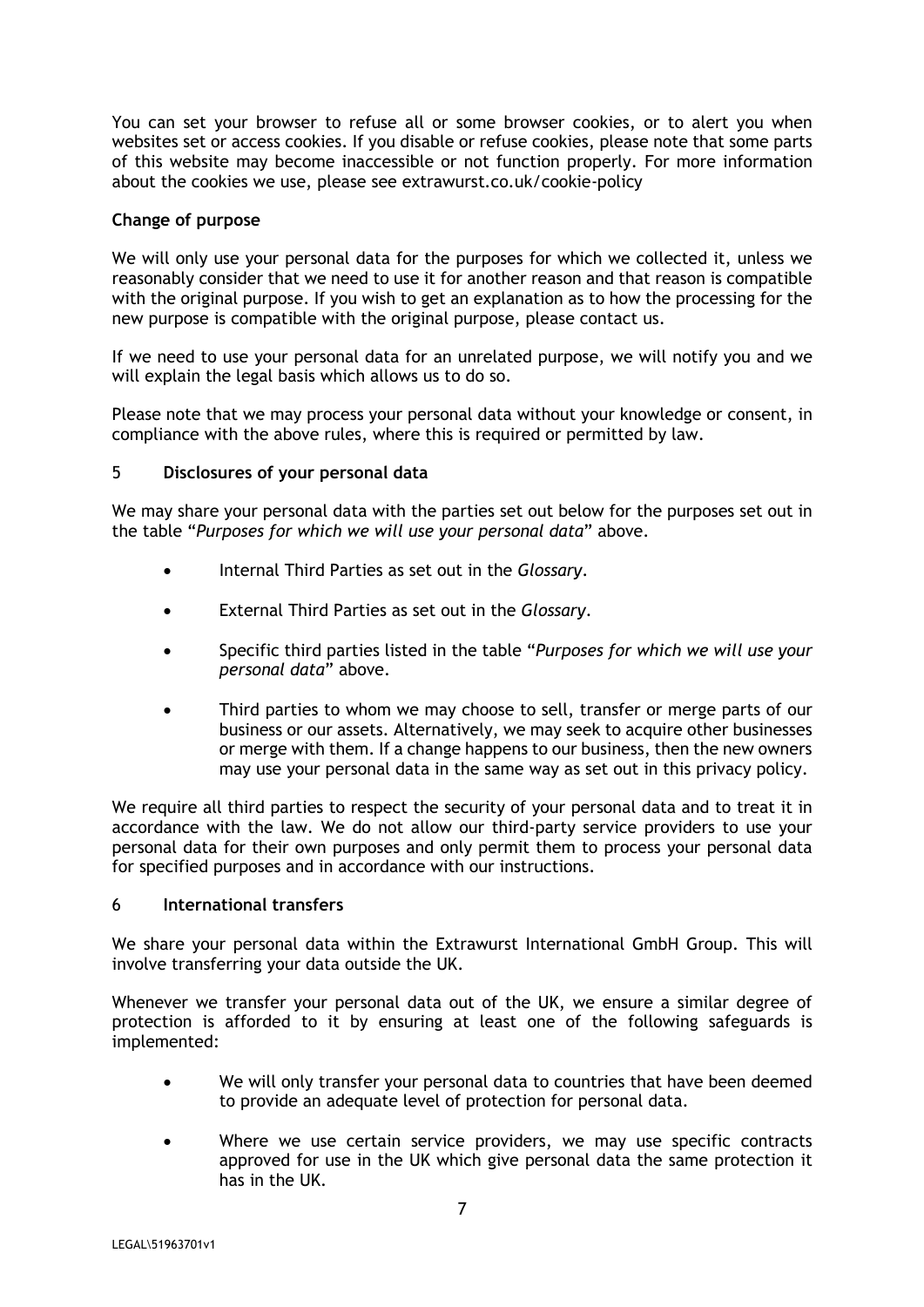You can set your browser to refuse all or some browser cookies, or to alert you when websites set or access cookies. If you disable or refuse cookies, please note that some parts of this website may become inaccessible or not function properly. For more information about the cookies we use, please see extrawurst.co.uk/cookie-policy

**Change of purpose**

We will only use your personal data for the purposes for which we collected it, unless we reasonably consider that we need to use it for another reason and that reason is compatible with the original purpose. If you wish to get an explanation as to how the processing for the new purpose is compatible with the original purpose, please contact us.

If we need to use your personal data for an unrelated purpose, we will notify you and we will explain the legal basis which allows us to do so.

Please note that we may process your personal data without your knowledge or consent, in compliance with the above rules, where this is required or permitted by law.

## 5 Disclosures of your personal data

We may share your personal data with the parties set out below for the purposes set out in the table "*Purposes for which we will use your personal data*" above.

- Internal Third Parties as set out in the *Glossary*.
- External Third Parties as set out in the *Glossary*.
- Specific third parties listed in the table "*Purposes for which we will use your personal data*" above.
- Third parties to whom we may choose to sell, transfer or merge parts of our business or our assets. Alternatively, we may seek to acquire other businesses or merge with them. If a change happens to our business, then the new owners may use your personal data in the same way as set out in this privacy policy.

We require all third parties to respect the security of your personal data and to treat it in accordance with the law. We do not allow our third-party service providers to use your personal data for their own purposes and only permit them to process your personal data for specified purposes and in accordance with our instructions.

## 6 International transfers

We share your personal data within the Extrawurst International GmbH Group. This will involve transferring your data outside the UK.

Whenever we transfer your personal data out of the UK, we ensure a similar degree of protection is afforded to it by ensuring at least one of the following safeguards is implemented:

- We will only transfer your personal data to countries that have been deemed to provide an adequate level of protection for personal data.
- Where we use certain service providers, we may use specific contracts approved for use in the UK which give personal data the same protection it has in the UK.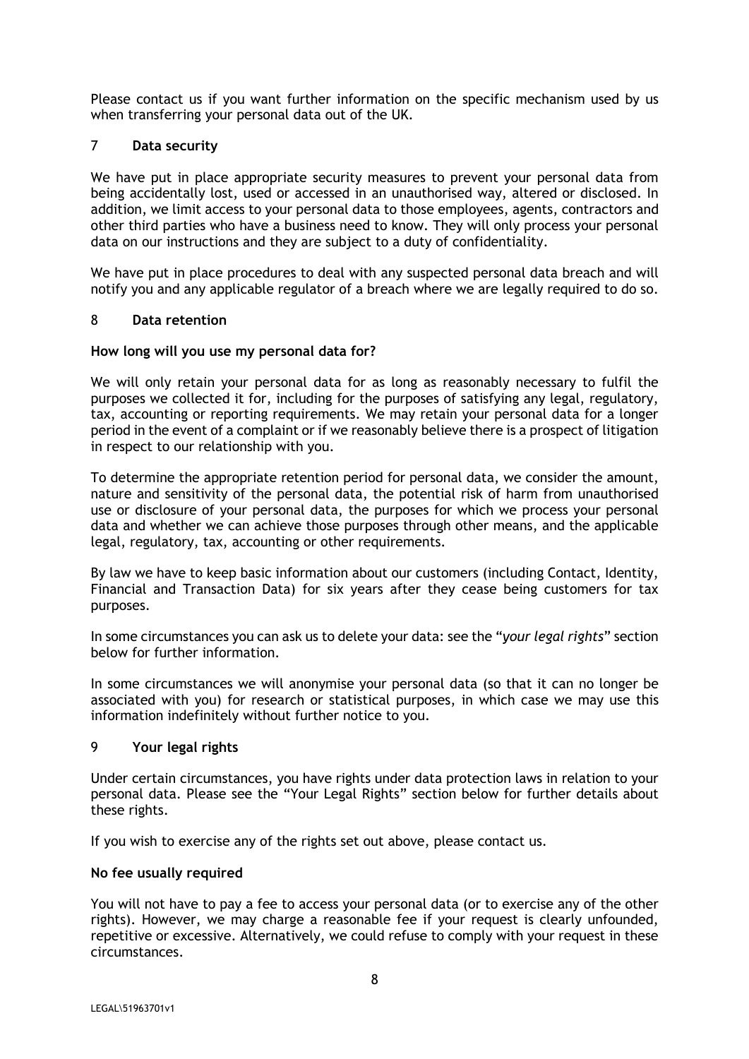Please contact us if you want further information on the specific mechanism used by us when transferring your personal data out of the UK.

## 7 Data security

We have put in place appropriate security measures to prevent your personal data from being accidentally lost, used or accessed in an unauthorised way, altered or disclosed. In addition, we limit access to your personal data to those employees, agents, contractors and other third parties who have a business need to know. They will only process your personal data on our instructions and they are subject to a duty of confidentiality.

We have put in place procedures to deal with any suspected personal data breach and will notify you and any applicable regulator of a breach where we are legally required to do so.

## 8 Data retention

**How long will you use my personal data for?**

We will only retain your personal data for as long as reasonably necessary to fulfil the purposes we collected it for, including for the purposes of satisfying any legal, regulatory, tax, accounting or reporting requirements. We may retain your personal data for a longer period in the event of a complaint or if we reasonably believe there is a prospect of litigation in respect to our relationship with you.

To determine the appropriate retention period for personal data, we consider the amount, nature and sensitivity of the personal data, the potential risk of harm from unauthorised use or disclosure of your personal data, the purposes for which we process your personal data and whether we can achieve those purposes through other means, and the applicable legal, regulatory, tax, accounting or other requirements.

By law we have to keep basic information about our customers (including Contact, Identity, Financial and Transaction Data) for six years after they cease being customers for tax purposes.

In some circumstances you can ask us to delete your data: see the "*your legal rights*" section below for further information.

In some circumstances we will anonymise your personal data (so that it can no longer be associated with you) for research or statistical purposes, in which case we may use this information indefinitely without further notice to you.

## 9 Your legal rights

Under certain circumstances, you have rights under data protection laws in relation to your personal data. Please see the "Your Legal Rights" section below for further details about these rights.

If you wish to exercise any of the rights set out above, please contact us.

**No fee usually required**

You will not have to pay a fee to access your personal data (or to exercise any of the other rights). However, we may charge a reasonable fee if your request is clearly unfounded, repetitive or excessive. Alternatively, we could refuse to comply with your request in these circumstances.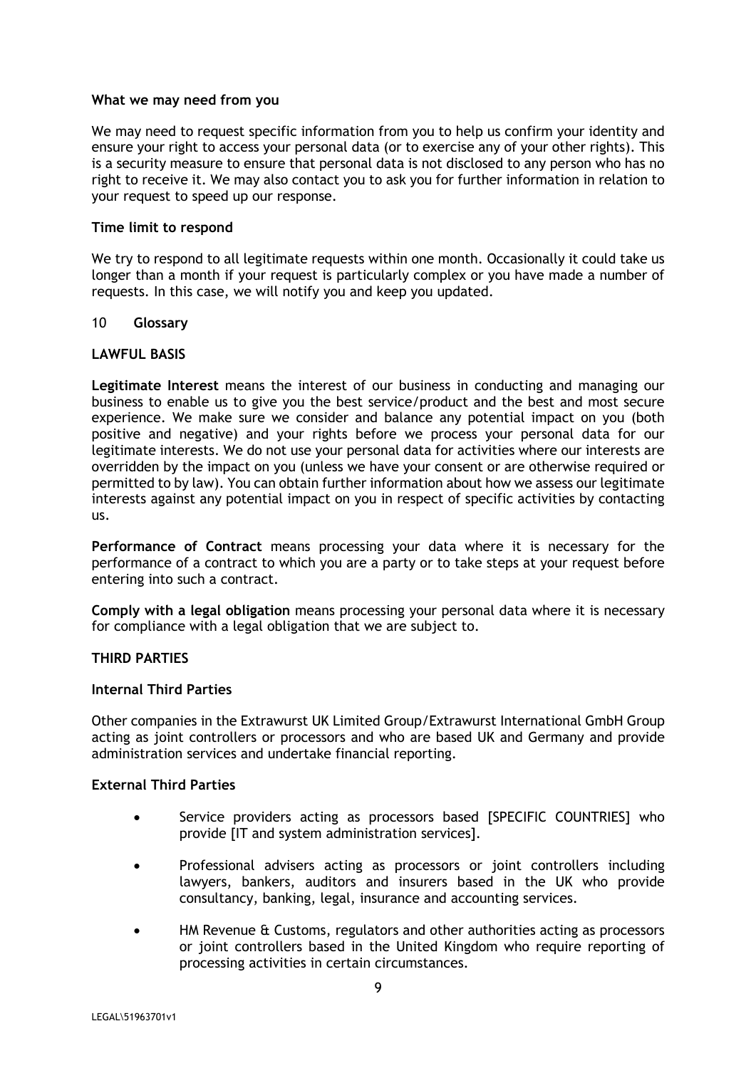**What we may need from you**

We may need to request specific information from you to help us confirm your identity and ensure your right to access your personal data (or to exercise any of your other rights). This is a security measure to ensure that personal data is not disclosed to any person who has no right to receive it. We may also contact you to ask you for further information in relation to your request to speed up our response.

**Time limit to respond**

We try to respond to all legitimate requests within one month. Occasionally it could take us longer than a month if your request is particularly complex or you have made a number of requests. In this case, we will notify you and keep you updated.

## 10 **Glossary**

**LAWFUL BASIS**

**Legitimate Interest** means the interest of our business in conducting and managing our business to enable us to give you the best service/product and the best and most secure experience. We make sure we consider and balance any potential impact on you (both positive and negative) and your rights before we process your personal data for our legitimate interests. We do not use your personal data for activities where our interests are overridden by the impact on you (unless we have your consent or are otherwise required or permitted to by law). You can obtain further information about how we assess our legitimate interests against any potential impact on you in respect of specific activities by contacting us.

**Performance of Contract** means processing your data where it is necessary for the performance of a contract to which you are a party or to take steps at your request before entering into such a contract.

**Comply with a legal obligation** means processing your personal data where it is necessary for compliance with a legal obligation that we are subject to.

**THIRD PARTIES**

**Internal Third Parties**

Other companies in the Extrawurst UK Limited Group/Extrawurst International GmbH Group acting as joint controllers or processors and who are based UK and Germany and provide administration services and undertake financial reporting.

**External Third Parties**

- Service providers acting as processors based [SPECIFIC COUNTRIES] who provide [IT and system administration services].
- Professional advisers acting as processors or joint controllers including lawyers, bankers, auditors and insurers based in the UK who provide consultancy, banking, legal, insurance and accounting services.
- HM Revenue & Customs, regulators and other authorities acting as processors or joint controllers based in the United Kingdom who require reporting of processing activities in certain circumstances.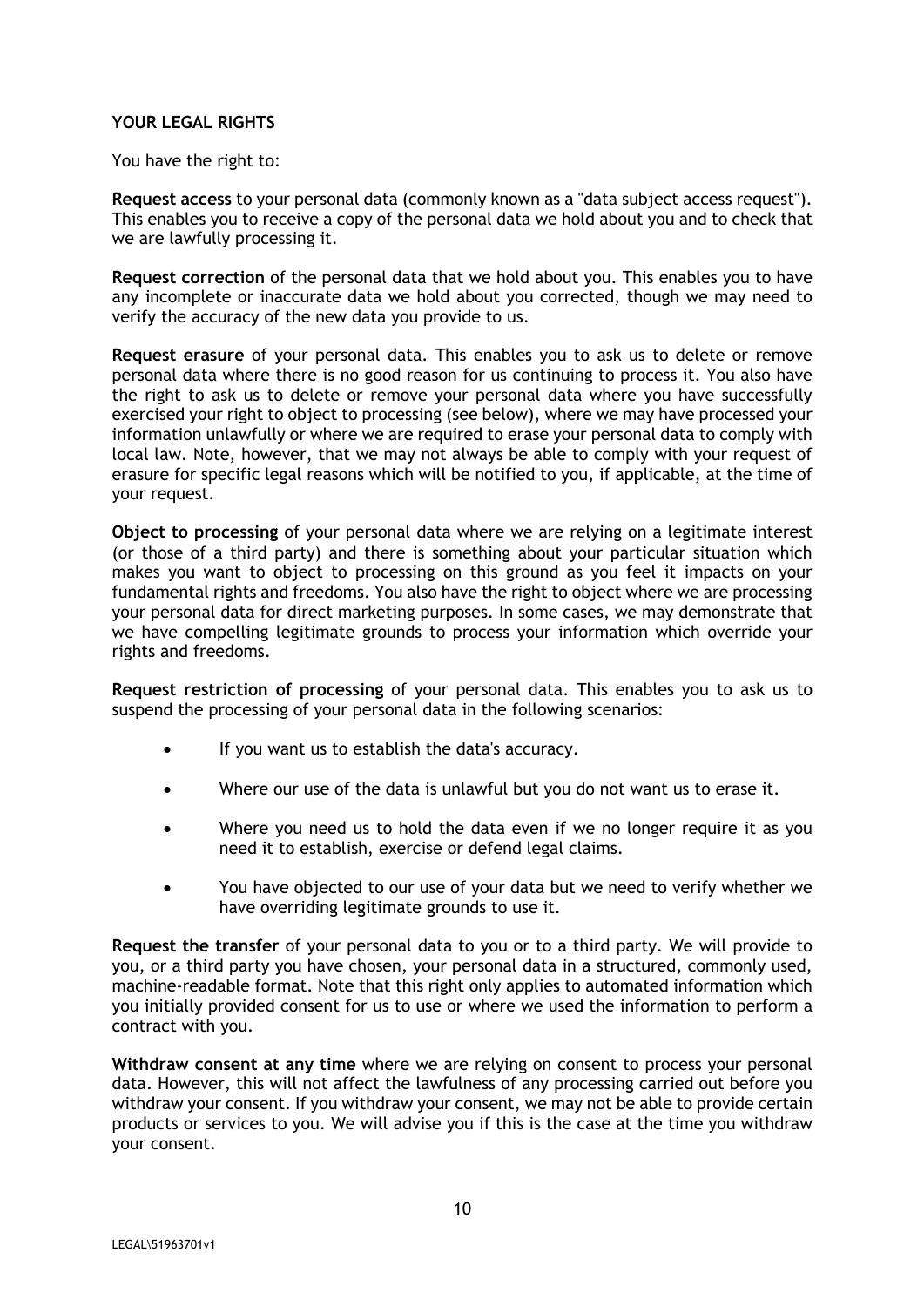## YOUR LEGAL RIGHTS

You have the right to:

**Request access** to your personal data (commonly known as a "data subject access request"). This enables you to receive a copy of the personal data we hold about you and to check that we are lawfully processing it.

**Request correction** of the personal data that we hold about you. This enables you to have any incomplete or inaccurate data we hold about you corrected, though we may need to verify the accuracy of the new data you provide to us.

**Request erasure** of your personal data. This enables you to ask us to delete or remove personal data where there is no good reason for us continuing to process it. You also have the right to ask us to delete or remove your personal data where you have successfully exercised your right to object to processing (see below), where we may have processed your information unlawfully or where we are required to erase your personal data to comply with local law. Note, however, that we may not always be able to comply with your request of erasure for specific legal reasons which will be notified to you, if applicable, at the time of your request.

**Object to processing** of your personal data where we are relying on a legitimate interest (or those of a third party) and there is something about your particular situation which makes you want to object to processing on this ground as you feel it impacts on your fundamental rights and freedoms. You also have the right to object where we are processing your personal data for direct marketing purposes. In some cases, we may demonstrate that we have compelling legitimate grounds to process your information which override your rights and freedoms.

**Request restriction of processing** of your personal data. This enables you to ask us to suspend the processing of your personal data in the following scenarios:

- If you want us to establish the data's accuracy.
- Where our use of the data is unlawful but you do not want us to erase it.
- Where you need us to hold the data even if we no longer require it as you need it to establish, exercise or defend legal claims.
- You have objected to our use of your data but we need to verify whether we have overriding legitimate grounds to use it.

**Request the transfer** of your personal data to you or to a third party. We will provide to you, or a third party you have chosen, your personal data in a structured, commonly used, machine-readable format. Note that this right only applies to automated information which you initially provided consent for us to use or where we used the information to perform a contract with you.

**Withdraw consent at any time** where we are relying on consent to process your personal data. However, this will not affect the lawfulness of any processing carried out before you withdraw your consent. If you withdraw your consent, we may not be able to provide certain products or services to you. We will advise you if this is the case at the time you withdraw your consent.

LEGAL\51963701v1